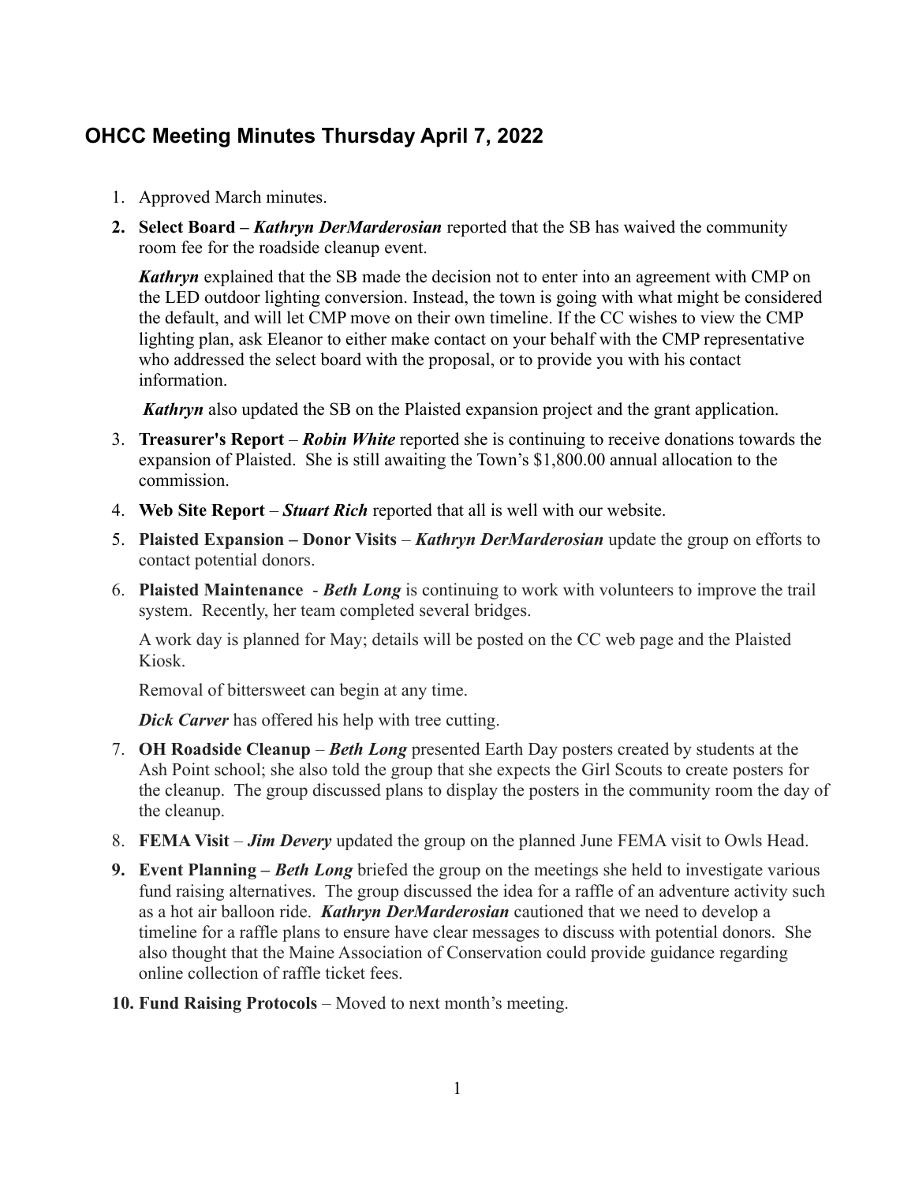## OHCC Meeting Minutes Thursday April 7, 2022

1. Approved March minutes.
2. **Select Board –** ***Kathryn DerMarderosian*** reported that the SB has waived the community room fee for the roadside cleanup event.

   ***Kathryn*** explained that the SB made the decision not to enter into an agreement with CMP on the LED outdoor lighting conversion. Instead, the town is going with what might be considered the default, and will let CMP move on their own timeline. If the CC wishes to view the CMP lighting plan, ask Eleanor to either make contact on your behalf with the CMP representative who addressed the select board with the proposal, or to provide you with his contact information.

   ***Kathryn*** also updated the SB on the Plaisted expansion project and the grant application.
3. **Treasurer's Report** – ***Robin White*** reported she is continuing to receive donations towards the expansion of Plaisted. She is still awaiting the Town's $1,800.00 annual allocation to the commission.
4. **Web Site Report** – ***Stuart Rich*** reported that all is well with our website.
5. **Plaisted Expansion – Donor Visits** – ***Kathryn DerMarderosian*** update the group on efforts to contact potential donors.
6. **Plaisted Maintenance** - ***Beth Long*** is continuing to work with volunteers to improve the trail system. Recently, her team completed several bridges.

   A work day is planned for May; details will be posted on the CC web page and the Plaisted Kiosk.

   Removal of bittersweet can begin at any time.

   ***Dick Carver*** has offered his help with tree cutting.
7. **OH Roadside Cleanup** – ***Beth Long*** presented Earth Day posters created by students at the Ash Point school; she also told the group that she expects the Girl Scouts to create posters for the cleanup. The group discussed plans to display the posters in the community room the day of the cleanup.
8. **FEMA Visit** – ***Jim Devery*** updated the group on the planned June FEMA visit to Owls Head.
9. **Event Planning –** ***Beth Long*** briefed the group on the meetings she held to investigate various fund raising alternatives. The group discussed the idea for a raffle of an adventure activity such as a hot air balloon ride. ***Kathryn DerMarderosian*** cautioned that we need to develop a timeline for a raffle plans to ensure have clear messages to discuss with potential donors. She also thought that the Maine Association of Conservation could provide guidance regarding online collection of raffle ticket fees.
10. **Fund Raising Protocols** – Moved to next month's meeting.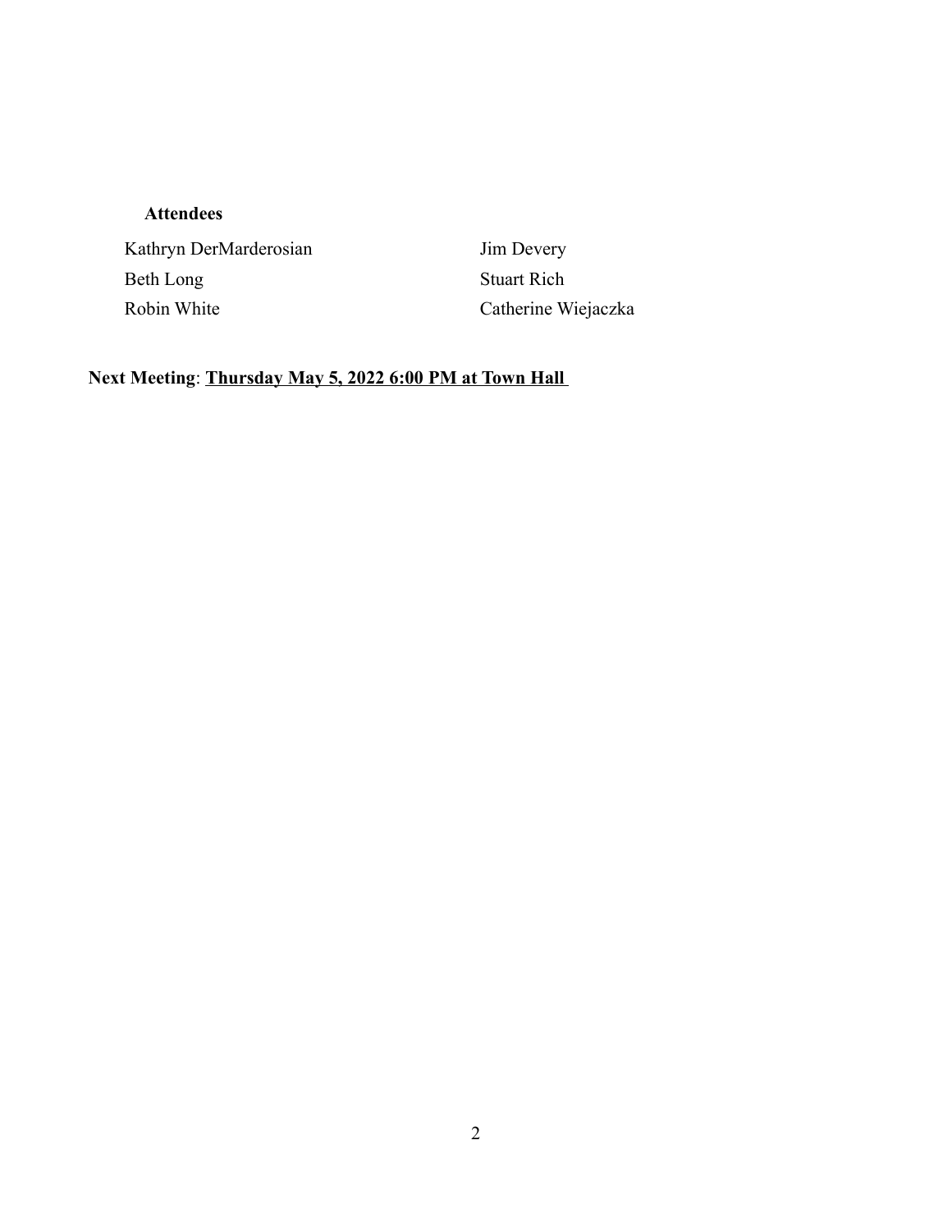**Attendees**

| | |
|---|---|
| Kathryn DerMarderosian | Jim Devery |
| Beth Long | Stuart Rich |
| Robin White | Catherine Wiejaczka |

**Next Meeting**: **Thursday May 5, 2022 6:00 PM at Town Hall**